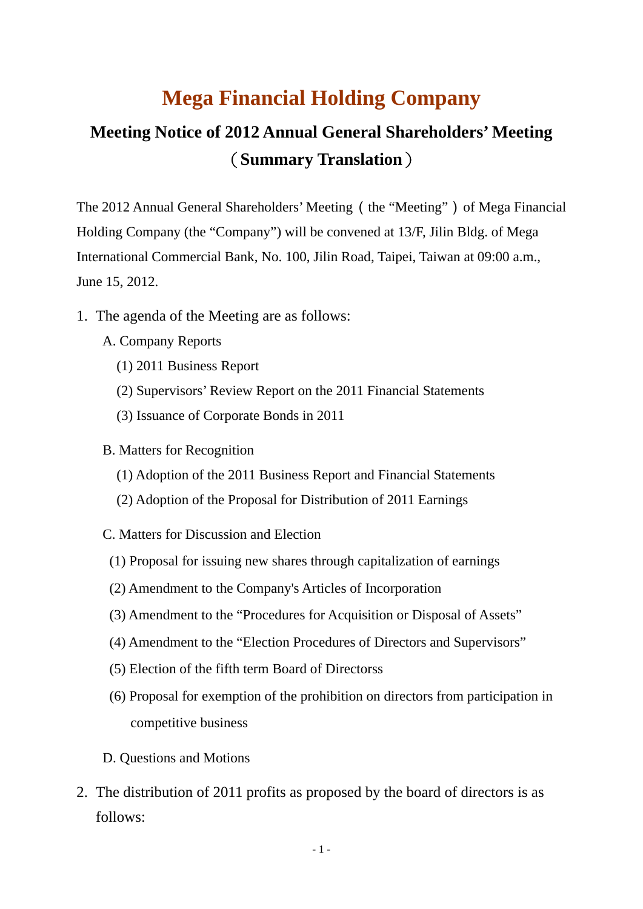# Mega Financial Holding Company

## Meeting Notice of 2012 Annual General Shareholders' Meeting （Summary Translation）

The 2012 Annual General Shareholders' Meeting（the "Meeting"）of Mega Financial Holding Company (the "Company") will be convened at 13/F, Jilin Bldg. of Mega International Commercial Bank, No. 100, Jilin Road, Taipei, Taiwan at 09:00 a.m., June 15, 2012.

1. The agenda of the Meeting are as follows:

   A. Company Reports

   (1) 2011 Business Report

   (2) Supervisors' Review Report on the 2011 Financial Statements

   (3) Issuance of Corporate Bonds in 2011

   B. Matters for Recognition

   (1) Adoption of the 2011 Business Report and Financial Statements

   (2) Adoption of the Proposal for Distribution of 2011 Earnings

   C. Matters for Discussion and Election

   (1) Proposal for issuing new shares through capitalization of earnings

   (2) Amendment to the Company's Articles of Incorporation

   (3) Amendment to the "Procedures for Acquisition or Disposal of Assets"

   (4) Amendment to the "Election Procedures of Directors and Supervisors"

   (5) Election of the fifth term Board of Directorss

   (6) Proposal for exemption of the prohibition on directors from participation in competitive business

   D. Questions and Motions

2. The distribution of 2011 profits as proposed by the board of directors is as follows: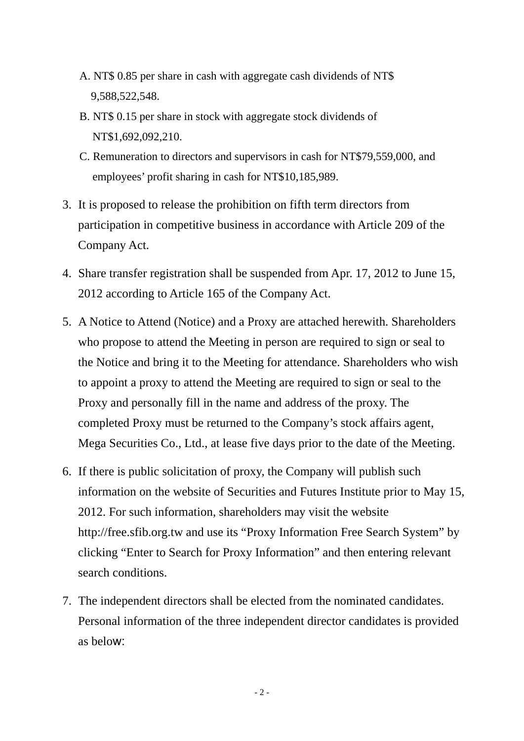A. NT$ 0.85 per share in cash with aggregate cash dividends of NT$ 9,588,522,548.

B. NT$ 0.15 per share in stock with aggregate stock dividends of NT$1,692,092,210.

C. Remuneration to directors and supervisors in cash for NT$79,559,000, and employees' profit sharing in cash for NT$10,185,989.

3. It is proposed to release the prohibition on fifth term directors from participation in competitive business in accordance with Article 209 of the Company Act.

4. Share transfer registration shall be suspended from Apr. 17, 2012 to June 15, 2012 according to Article 165 of the Company Act.

5. A Notice to Attend (Notice) and a Proxy are attached herewith. Shareholders who propose to attend the Meeting in person are required to sign or seal to the Notice and bring it to the Meeting for attendance. Shareholders who wish to appoint a proxy to attend the Meeting are required to sign or seal to the Proxy and personally fill in the name and address of the proxy. The completed Proxy must be returned to the Company's stock affairs agent, Mega Securities Co., Ltd., at lease five days prior to the date of the Meeting.

6. If there is public solicitation of proxy, the Company will publish such information on the website of Securities and Futures Institute prior to May 15, 2012. For such information, shareholders may visit the website http://free.sfib.org.tw and use its "Proxy Information Free Search System" by clicking "Enter to Search for Proxy Information" and then entering relevant search conditions.

7. The independent directors shall be elected from the nominated candidates. Personal information of the three independent director candidates is provided as below: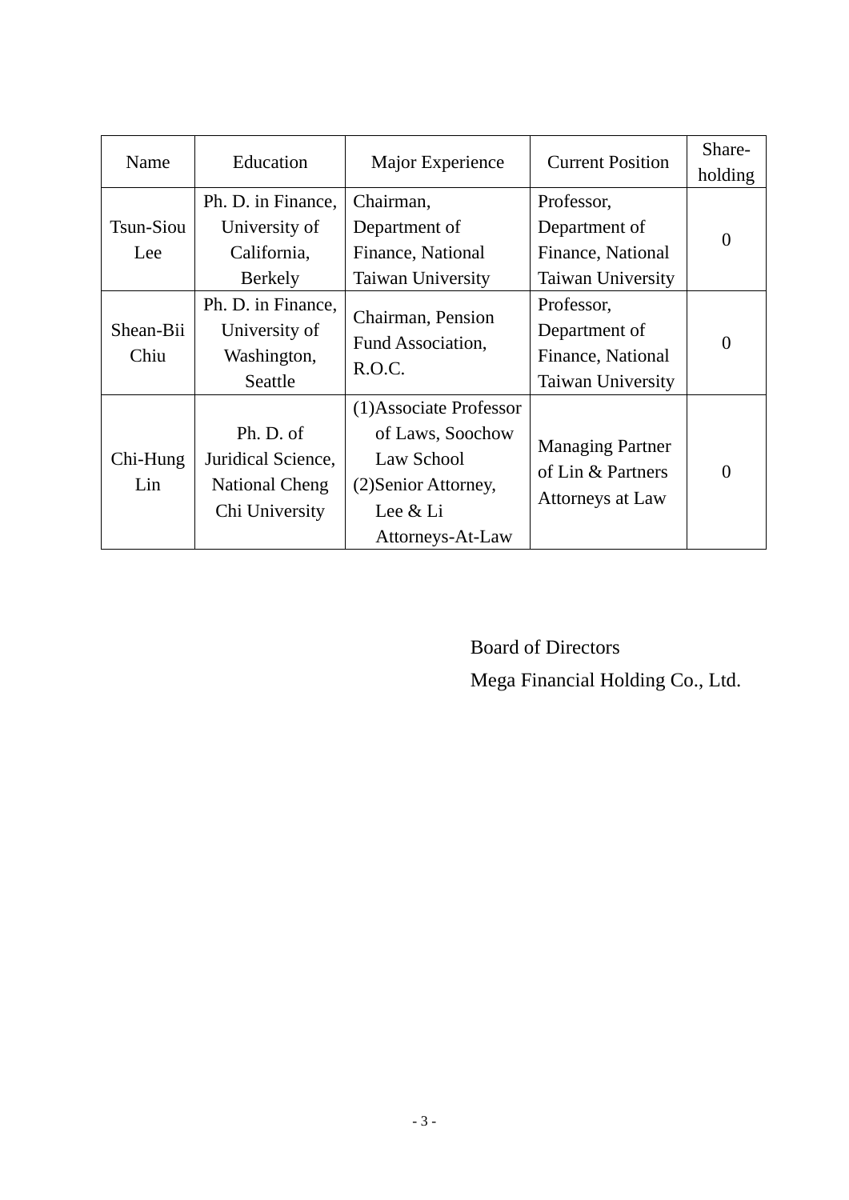| Name | Education | Major Experience | Current Position | Share-holding |
| --- | --- | --- | --- | --- |
| Tsun-Siou Lee | Ph. D. in Finance, University of California, Berkely | Chairman, Department of Finance, National Taiwan University | Professor, Department of Finance, National Taiwan University | 0 |
| Shean-Bii Chiu | Ph. D. in Finance, University of Washington, Seattle | Chairman, Pension Fund Association, R.O.C. | Professor, Department of Finance, National Taiwan University | 0 |
| Chi-Hung Lin | Ph. D. of Juridical Science, National Cheng Chi University | (1)Associate Professor of Laws, Soochow Law School (2)Senior Attorney, Lee & Li Attorneys-At-Law | Managing Partner of Lin & Partners Attorneys at Law | 0 |

Board of Directors
Mega Financial Holding Co., Ltd.